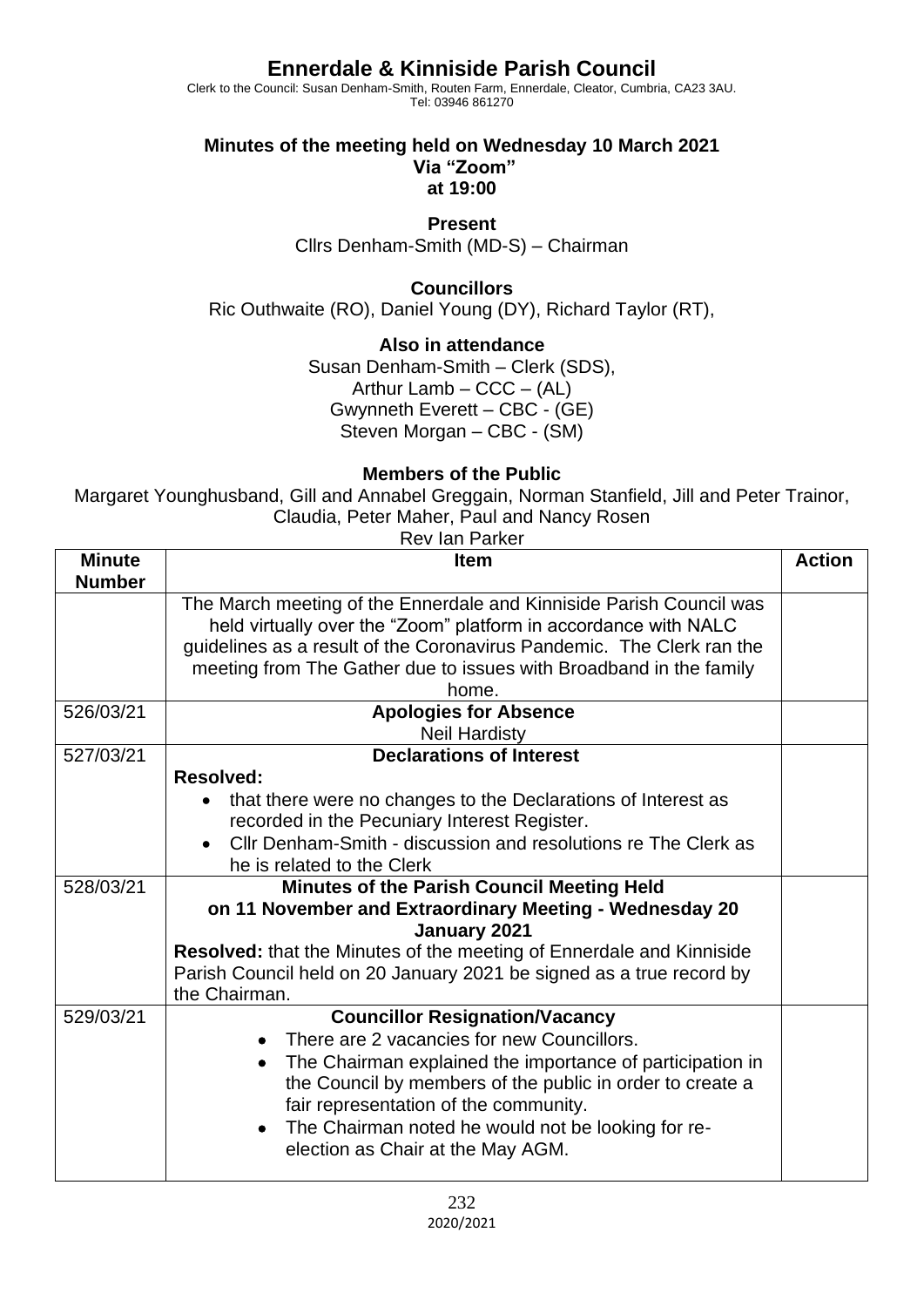# Ennerdale & Kinniside Parish Council

Clerk to the Council: Susan Denham-Smith, Routen Farm, Ennerdale, Cleator, Cumbria, CA23 3AU.
Tel: 03946 861270

**Minutes of the meeting held on Wednesday 10 March 2021**
**Via "Zoom"**
**at 19:00**

**Present**

Cllrs Denham-Smith (MD-S) – Chairman

**Councillors**

Ric Outhwaite (RO), Daniel Young (DY), Richard Taylor (RT),

**Also in attendance**

Susan Denham-Smith – Clerk (SDS),
Arthur Lamb – CCC – (AL)
Gwynneth Everett – CBC - (GE)
Steven Morgan – CBC - (SM)

**Members of the Public**

Margaret Younghusband, Gill and Annabel Greggain, Norman Stanfield, Jill and Peter Trainor, Claudia, Peter Maher, Paul and Nancy Rosen
Rev Ian Parker

| Minute Number | Item | Action |
|---|---|---|
| | The March meeting of the Ennerdale and Kinniside Parish Council was held virtually over the "Zoom" platform in accordance with NALC guidelines as a result of the Coronavirus Pandemic. The Clerk ran the meeting from The Gather due to issues with Broadband in the family home. | |
| 526/03/21 | **Apologies for Absence**<br>Neil Hardisty | |
| 527/03/21 | **Declarations of Interest**<br>**Resolved:**<br>• that there were no changes to the Declarations of Interest as recorded in the Pecuniary Interest Register.<br>• Cllr Denham-Smith - discussion and resolutions re The Clerk as he is related to the Clerk | |
| 528/03/21 | **Minutes of the Parish Council Meeting Held on 11 November and Extraordinary Meeting - Wednesday 20 January 2021**<br>**Resolved:** that the Minutes of the meeting of Ennerdale and Kinniside Parish Council held on 20 January 2021 be signed as a true record by the Chairman. | |
| 529/03/21 | **Councillor Resignation/Vacancy**<br>• There are 2 vacancies for new Councillors.<br>• The Chairman explained the importance of participation in the Council by members of the public in order to create a fair representation of the community.<br>• The Chairman noted he would not be looking for re-election as Chair at the May AGM. | |

2020/2021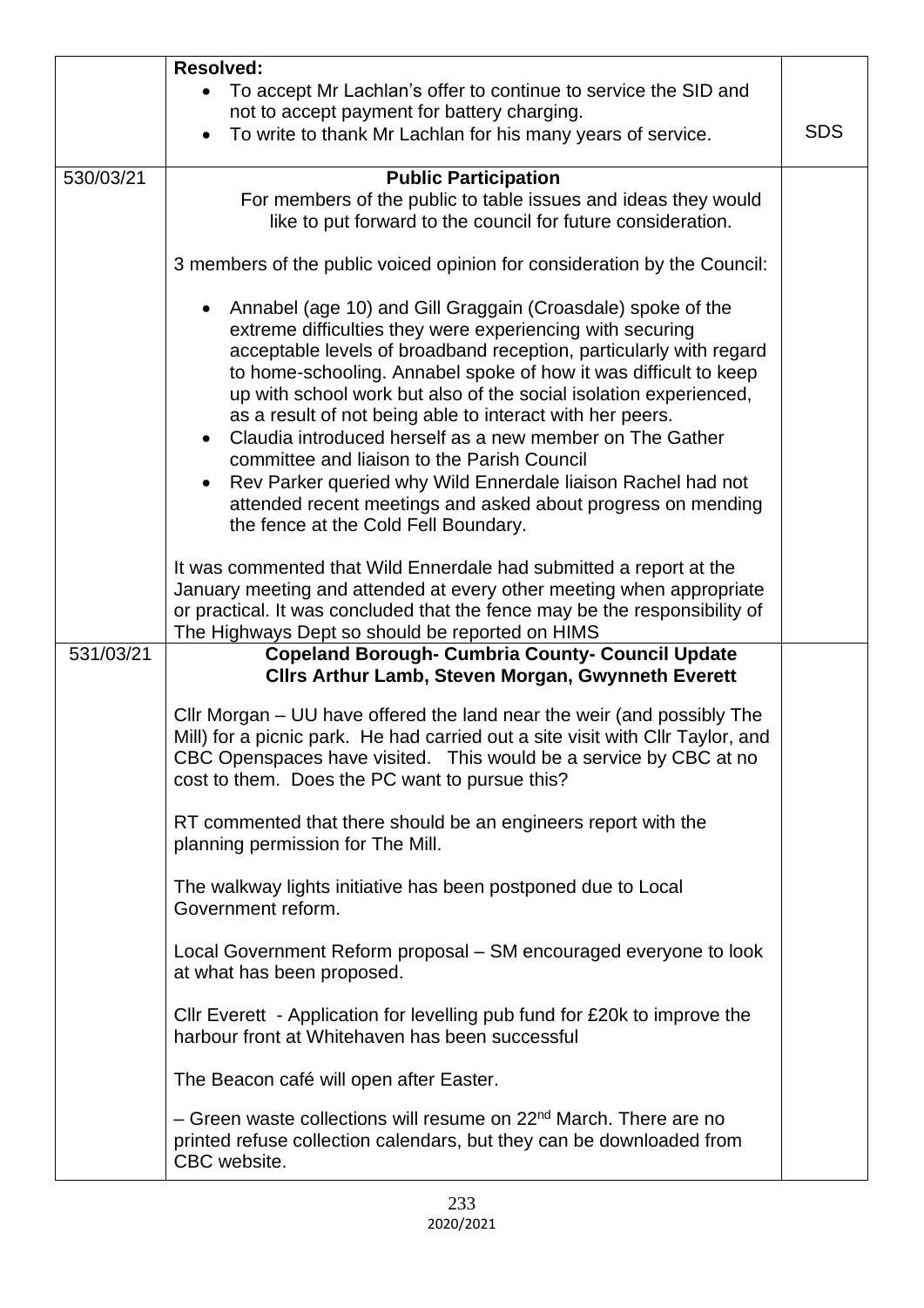| | | |
|---|---|---|
| | **Resolved:**<br>• To accept Mr Lachlan's offer to continue to service the SID and not to accept payment for battery charging.<br>• To write to thank Mr Lachlan for his many years of service. | SDS |
| 530/03/21 | **Public Participation**<br>For members of the public to table issues and ideas they would like to put forward to the council for future consideration.<br><br>3 members of the public voiced opinion for consideration by the Council:<br><br>• Annabel (age 10) and Gill Graggain (Croasdale) spoke of the extreme difficulties they were experiencing with securing acceptable levels of broadband reception, particularly with regard to home-schooling. Annabel spoke of how it was difficult to keep up with school work but also of the social isolation experienced, as a result of not being able to interact with her peers.<br>• Claudia introduced herself as a new member on The Gather committee and liaison to the Parish Council<br>• Rev Parker queried why Wild Ennerdale liaison Rachel had not attended recent meetings and asked about progress on mending the fence at the Cold Fell Boundary.<br><br>It was commented that Wild Ennerdale had submitted a report at the January meeting and attended at every other meeting when appropriate or practical. It was concluded that the fence may be the responsibility of The Highways Dept so should be reported on HIMS | |
| 531/03/21 | **Copeland Borough- Cumbria County- Council Update**<br>**Cllrs Arthur Lamb, Steven Morgan, Gwynneth Everett**<br><br>Cllr Morgan – UU have offered the land near the weir (and possibly The Mill) for a picnic park. He had carried out a site visit with Cllr Taylor, and CBC Openspaces have visited. This would be a service by CBC at no cost to them. Does the PC want to pursue this?<br><br>RT commented that there should be an engineers report with the planning permission for The Mill.<br><br>The walkway lights initiative has been postponed due to Local Government reform.<br><br>Local Government Reform proposal – SM encouraged everyone to look at what has been proposed.<br><br>Cllr Everett - Application for levelling pub fund for £20k to improve the harbour front at Whitehaven has been successful<br><br>The Beacon café will open after Easter.<br><br>– Green waste collections will resume on 22nd March. There are no printed refuse collection calendars, but they can be downloaded from CBC website. | |

233
2020/2021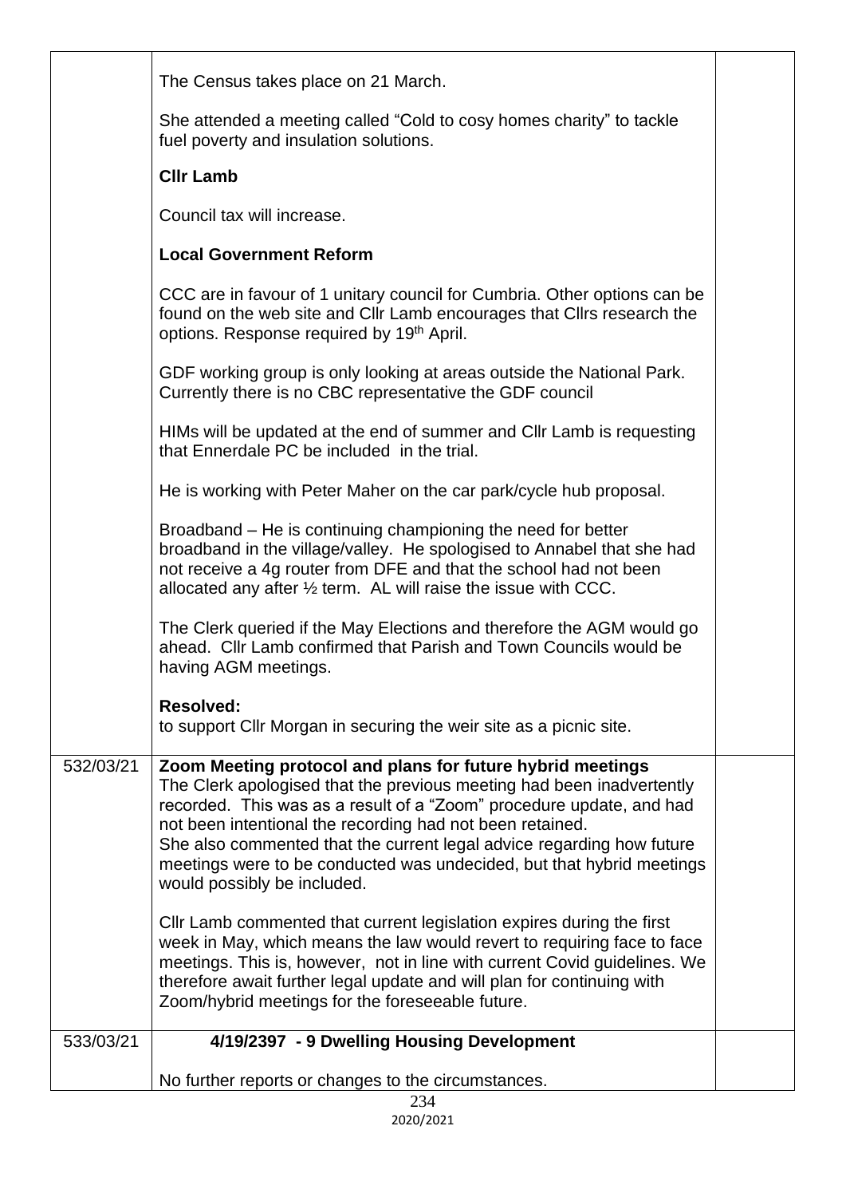| | | |
|---|---|---|
| | The Census takes place on 21 March.<br><br>She attended a meeting called "Cold to cosy homes charity" to tackle fuel poverty and insulation solutions.<br><br>**Cllr Lamb**<br><br>Council tax will increase.<br><br>**Local Government Reform**<br><br>CCC are in favour of 1 unitary council for Cumbria. Other options can be found on the web site and Cllr Lamb encourages that Cllrs research the options. Response required by 19th April.<br><br>GDF working group is only looking at areas outside the National Park. Currently there is no CBC representative the GDF council<br><br>HIMs will be updated at the end of summer and Cllr Lamb is requesting that Ennerdale PC be included in the trial.<br><br>He is working with Peter Maher on the car park/cycle hub proposal.<br><br>Broadband – He is continuing championing the need for better broadband in the village/valley. He spologised to Annabel that she had not receive a 4g router from DFE and that the school had not been allocated any after ½ term. AL will raise the issue with CCC.<br><br>The Clerk queried if the May Elections and therefore the AGM would go ahead. Cllr Lamb confirmed that Parish and Town Councils would be having AGM meetings.<br><br>**Resolved:**<br>to support Cllr Morgan in securing the weir site as a picnic site. | |
| 532/03/21 | **Zoom Meeting protocol and plans for future hybrid meetings**<br>The Clerk apologised that the previous meeting had been inadvertently recorded. This was as a result of a "Zoom" procedure update, and had not been intentional the recording had not been retained.<br>She also commented that the current legal advice regarding how future meetings were to be conducted was undecided, but that hybrid meetings would possibly be included.<br><br>Cllr Lamb commented that current legislation expires during the first week in May, which means the law would revert to requiring face to face meetings. This is, however, not in line with current Covid guidelines. We therefore await further legal update and will plan for continuing with Zoom/hybrid meetings for the foreseeable future. | |
| 533/03/21 | **4/19/2397 - 9 Dwelling Housing Development**<br><br>No further reports or changes to the circumstances. | |

2020/2021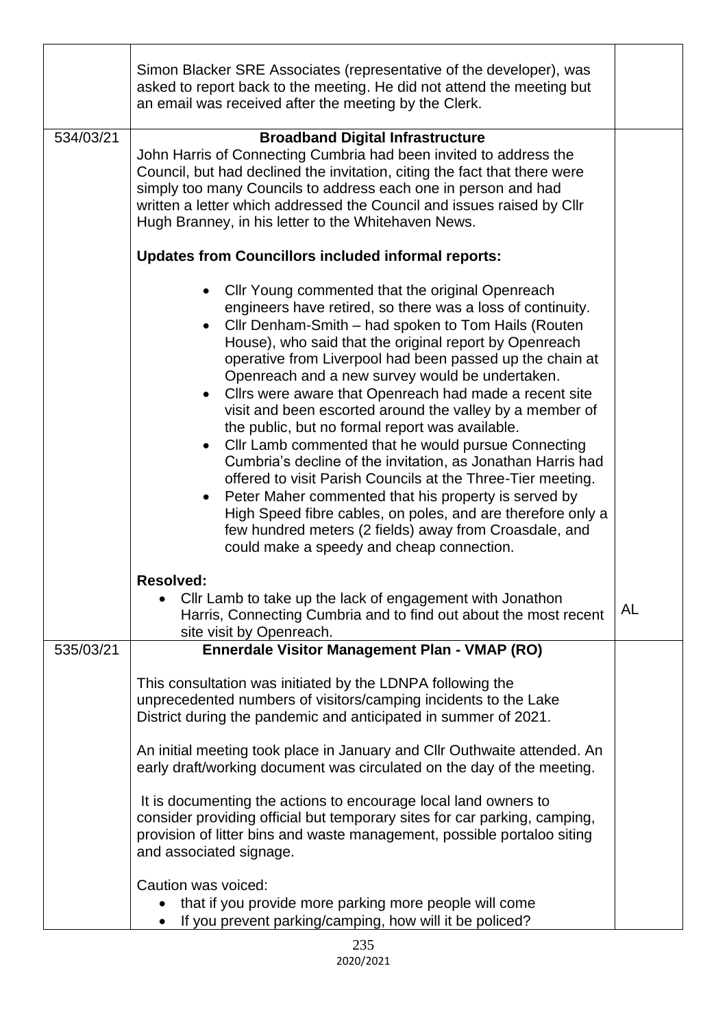| | | |
|---|---|---|
| | Simon Blacker SRE Associates (representative of the developer), was asked to report back to the meeting. He did not attend the meeting but an email was received after the meeting by the Clerk. | |
| 534/03/21 | **Broadband Digital Infrastructure**<br>John Harris of Connecting Cumbria had been invited to address the Council, but had declined the invitation, citing the fact that there were simply too many Councils to address each one in person and had written a letter which addressed the Council and issues raised by Cllr Hugh Branney, in his letter to the Whitehaven News.<br><br>**Updates from Councillors included informal reports:**<br><br>• Cllr Young commented that the original Openreach engineers have retired, so there was a loss of continuity.<br>• Cllr Denham-Smith – had spoken to Tom Hails (Routen House), who said that the original report by Openreach operative from Liverpool had been passed up the chain at Openreach and a new survey would be undertaken.<br>• Cllrs were aware that Openreach had made a recent site visit and been escorted around the valley by a member of the public, but no formal report was available.<br>• Cllr Lamb commented that he would pursue Connecting Cumbria's decline of the invitation, as Jonathan Harris had offered to visit Parish Councils at the Three-Tier meeting.<br>• Peter Maher commented that his property is served by High Speed fibre cables, on poles, and are therefore only a few hundred meters (2 fields) away from Croasdale, and could make a speedy and cheap connection.<br><br>**Resolved:**<br>• Cllr Lamb to take up the lack of engagement with Jonathon Harris, Connecting Cumbria and to find out about the most recent site visit by Openreach. | AL |
| 535/03/21 | **Ennerdale Visitor Management Plan - VMAP (RO)**<br><br>This consultation was initiated by the LDNPA following the unprecedented numbers of visitors/camping incidents to the Lake District during the pandemic and anticipated in summer of 2021.<br><br>An initial meeting took place in January and Cllr Outhwaite attended. An early draft/working document was circulated on the day of the meeting.<br><br>It is documenting the actions to encourage local land owners to consider providing official but temporary sites for car parking, camping, provision of litter bins and waste management, possible portaloo siting and associated signage.<br><br>Caution was voiced:<br>• that if you provide more parking more people will come<br>• If you prevent parking/camping, how will it be policed? | |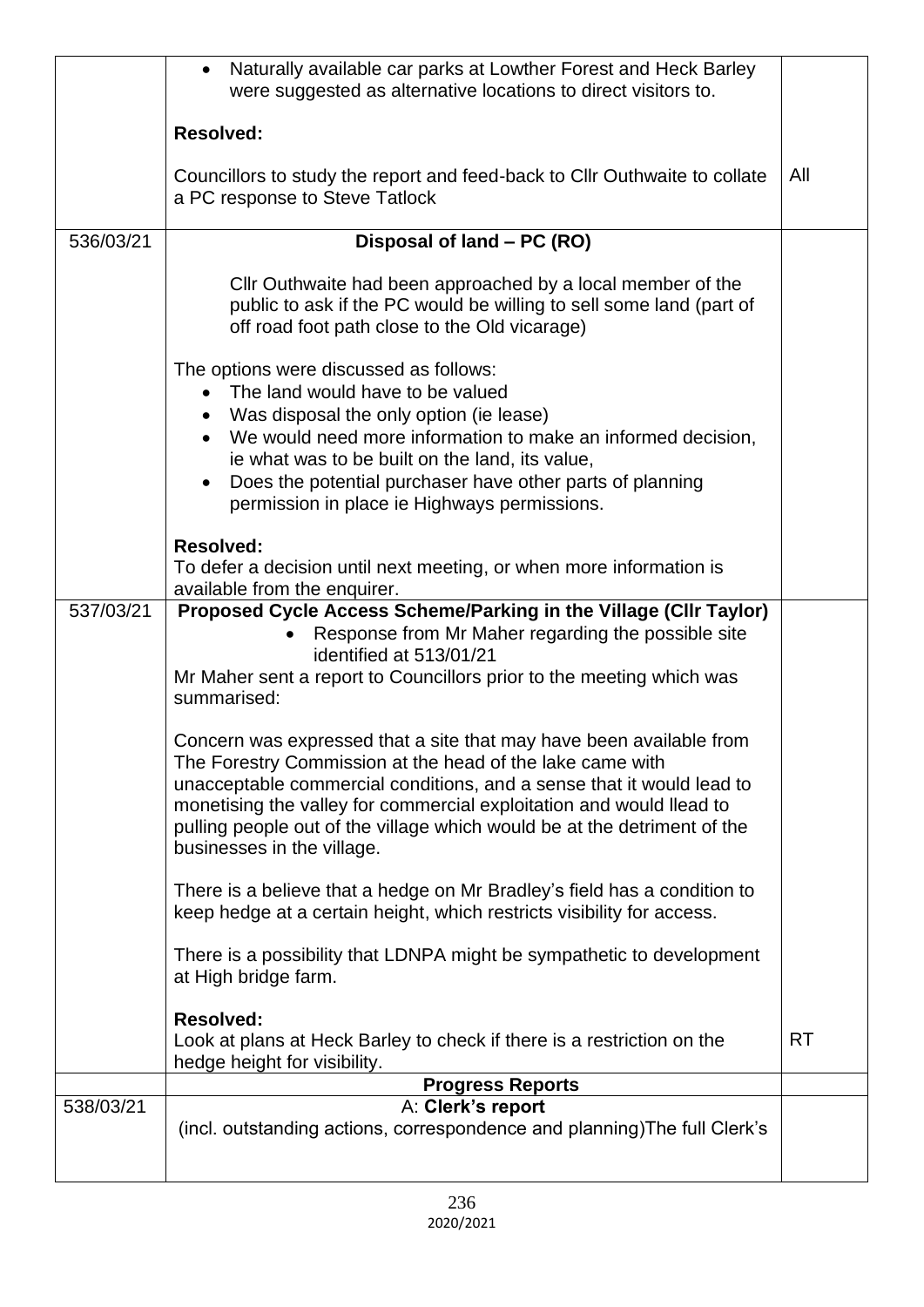| | | |
|---|---|---|
| | • Naturally available car parks at Lowther Forest and Heck Barley were suggested as alternative locations to direct visitors to.<br><br>**Resolved:**<br><br>Councillors to study the report and feed-back to Cllr Outhwaite to collate a PC response to Steve Tatlock | All |
| 536/03/21 | **Disposal of land – PC (RO)**<br><br>Cllr Outhwaite had been approached by a local member of the public to ask if the PC would be willing to sell some land (part of off road foot path close to the Old vicarage)<br><br>The options were discussed as follows:<br>• The land would have to be valued<br>• Was disposal the only option (ie lease)<br>• We would need more information to make an informed decision, ie what was to be built on the land, its value,<br>• Does the potential purchaser have other parts of planning permission in place ie Highways permissions.<br><br>**Resolved:**<br>To defer a decision until next meeting, or when more information is available from the enquirer. | |
| 537/03/21 | **Proposed Cycle Access Scheme/Parking in the Village (Cllr Taylor)**<br>• Response from Mr Maher regarding the possible site identified at 513/01/21<br>Mr Maher sent a report to Councillors prior to the meeting which was summarised:<br><br>Concern was expressed that a site that may have been available from The Forestry Commission at the head of the lake came with unacceptable commercial conditions, and a sense that it would lead to monetising the valley for commercial exploitation and would llead to pulling people out of the village which would be at the detriment of the businesses in the village.<br><br>There is a believe that a hedge on Mr Bradley's field has a condition to keep hedge at a certain height, which restricts visibility for access.<br><br>There is a possibility that LDNPA might be sympathetic to development at High bridge farm.<br><br>**Resolved:**<br>Look at plans at Heck Barley to check if there is a restriction on the hedge height for visibility. | RT |
| | **Progress Reports** | |
| 538/03/21 | A: **Clerk's report**<br>(incl. outstanding actions, correspondence and planning)The full Clerk's | |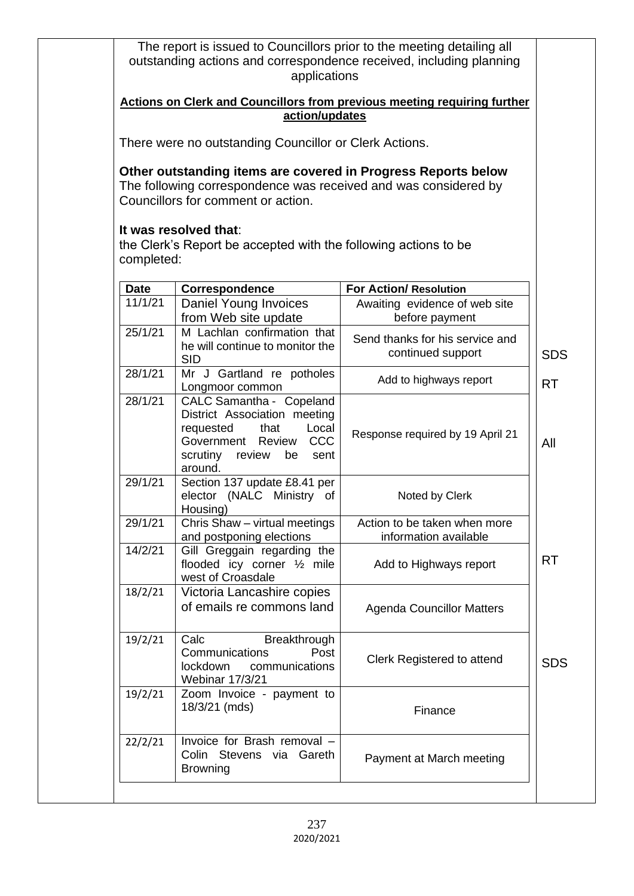The report is issued to Councillors prior to the meeting detailing all outstanding actions and correspondence received, including planning applications

**Actions on Clerk and Councillors from previous meeting requiring further action/updates**

There were no outstanding Councillor or Clerk Actions.

**Other outstanding items are covered in Progress Reports below**
The following correspondence was received and was considered by Councillors for comment or action.

**It was resolved that**:
the Clerk's Report be accepted with the following actions to be completed:

| Date | Correspondence | For Action/ Resolution | |
|---|---|---|---|
| 11/1/21 | Daniel Young Invoices from Web site update | Awaiting evidence of web site before payment | |
| 25/1/21 | M Lachlan confirmation that he will continue to monitor the SID | Send thanks for his service and continued support | SDS |
| 28/1/21 | Mr J Gartland re potholes Longmoor common | Add to highways report | RT |
| 28/1/21 | CALC Samantha - Copeland District Association meeting requested that Local Government Review CCC scrutiny review be sent around. | Response required by 19 April 21 | All |
| 29/1/21 | Section 137 update £8.41 per elector (NALC Ministry of Housing) | Noted by Clerk | |
| 29/1/21 | Chris Shaw – virtual meetings and postponing elections | Action to be taken when more information available | |
| 14/2/21 | Gill Greggain regarding the flooded icy corner ½ mile west of Croasdale | Add to Highways report | RT |
| 18/2/21 | Victoria Lancashire copies of emails re commons land | Agenda Councillor Matters | |
| 19/2/21 | Calc Breakthrough Communications Post lockdown communications Webinar 17/3/21 | Clerk Registered to attend | SDS |
| 19/2/21 | Zoom Invoice - payment to 18/3/21 (mds) | Finance | |
| 22/2/21 | Invoice for Brash removal – Colin Stevens via Gareth Browning | Payment at March meeting | |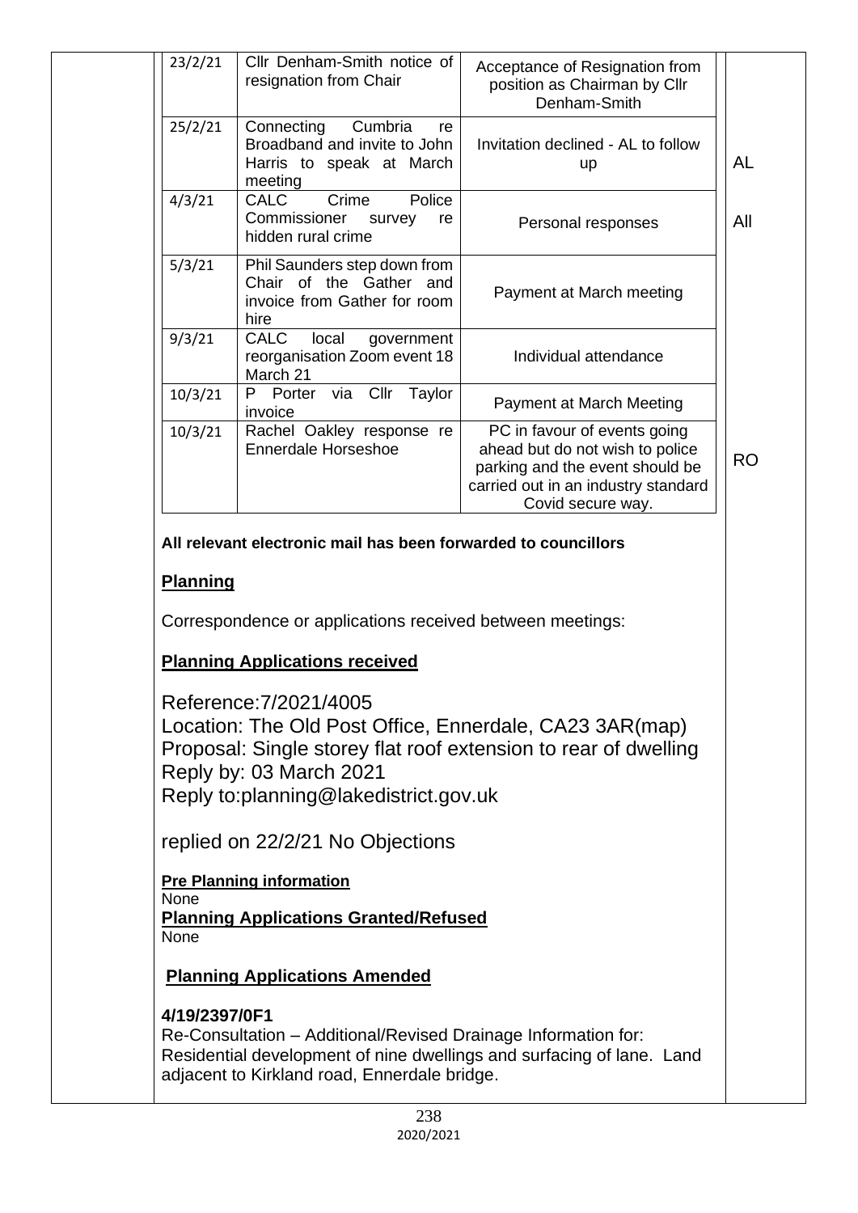| | | | |
|---|---|---|---|
| 23/2/21 | Cllr Denham-Smith notice of resignation from Chair | Acceptance of Resignation from position as Chairman by Cllr Denham-Smith | |
| 25/2/21 | Connecting Cumbria re Broadband and invite to John Harris to speak at March meeting | Invitation declined - AL to follow up | AL |
| 4/3/21 | CALC Crime Police Commissioner survey re hidden rural crime | Personal responses | All |
| 5/3/21 | Phil Saunders step down from Chair of the Gather and invoice from Gather for room hire | Payment at March meeting | |
| 9/3/21 | CALC local government reorganisation Zoom event 18 March 21 | Individual attendance | |
| 10/3/21 | P Porter via Cllr Taylor invoice | Payment at March Meeting | |
| 10/3/21 | Rachel Oakley response re Ennerdale Horseshoe | PC in favour of events going ahead but do not wish to police parking and the event should be carried out in an industry standard Covid secure way. | RO |

**All relevant electronic mail has been forwarded to councillors**

**Planning**

Correspondence or applications received between meetings:

**Planning Applications received**

Reference:7/2021/4005
Location: The Old Post Office, Ennerdale, CA23 3AR(map)
Proposal: Single storey flat roof extension to rear of dwelling
Reply by: 03 March 2021
Reply to:planning@lakedistrict.gov.uk

replied on 22/2/21 No Objections

**Pre Planning information**
None

**Planning Applications Granted/Refused**
None

**Planning Applications Amended**

**4/19/2397/0F1**
Re-Consultation – Additional/Revised Drainage Information for:
Residential development of nine dwellings and surfacing of lane. Land adjacent to Kirkland road, Ennerdale bridge.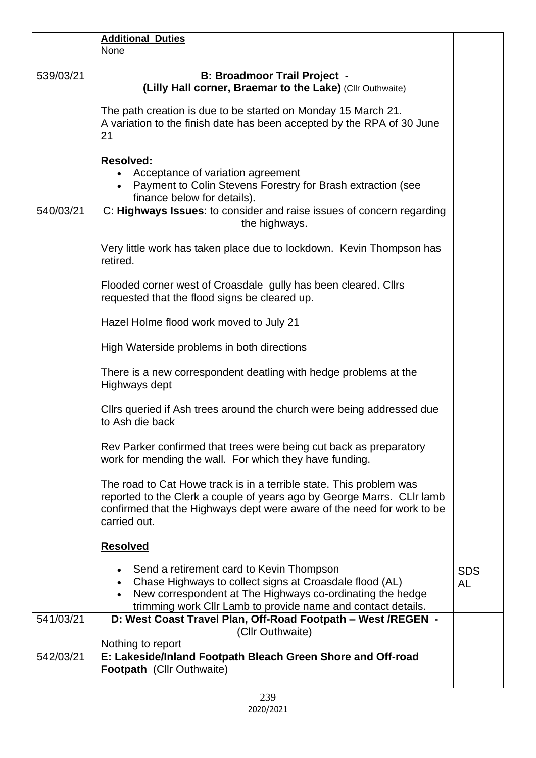| | **Additional Duties**<br>None | |
|---|---|---|
| 539/03/21 | **B: Broadmoor Trail Project -**<br>**(Lilly Hall corner, Braemar to the Lake)** (Cllr Outhwaite)<br><br>The path creation is due to be started on Monday 15 March 21.<br>A variation to the finish date has been accepted by the RPA of 30 June 21<br><br>**Resolved:**<br>• Acceptance of variation agreement<br>• Payment to Colin Stevens Forestry for Brash extraction (see finance below for details). | |
| 540/03/21 | C: **Highways Issues**: to consider and raise issues of concern regarding the highways.<br><br>Very little work has taken place due to lockdown. Kevin Thompson has retired.<br><br>Flooded corner west of Croasdale gully has been cleared. Cllrs requested that the flood signs be cleared up.<br><br>Hazel Holme flood work moved to July 21<br><br>High Waterside problems in both directions<br><br>There is a new correspondent deatling with hedge problems at the Highways dept<br><br>Cllrs queried if Ash trees around the church were being addressed due to Ash die back<br><br>Rev Parker confirmed that trees were being cut back as preparatory work for mending the wall. For which they have funding.<br><br>The road to Cat Howe track is in a terrible state. This problem was reported to the Clerk a couple of years ago by George Marrs. CLlr lamb confirmed that the Highways dept were aware of the need for work to be carried out.<br><br>**Resolved**<br><br>• Send a retirement card to Kevin Thompson<br>• Chase Highways to collect signs at Croasdale flood (AL)<br>• New correspondent at The Highways co-ordinating the hedge trimming work Cllr Lamb to provide name and contact details. | SDS<br>AL |
| 541/03/21 | **D: West Coast Travel Plan, Off-Road Footpath – West /REGEN -**<br>(Cllr Outhwaite)<br>Nothing to report | |
| 542/03/21 | **E: Lakeside/Inland Footpath Bleach Green Shore and Off-road Footpath** (Cllr Outhwaite) | |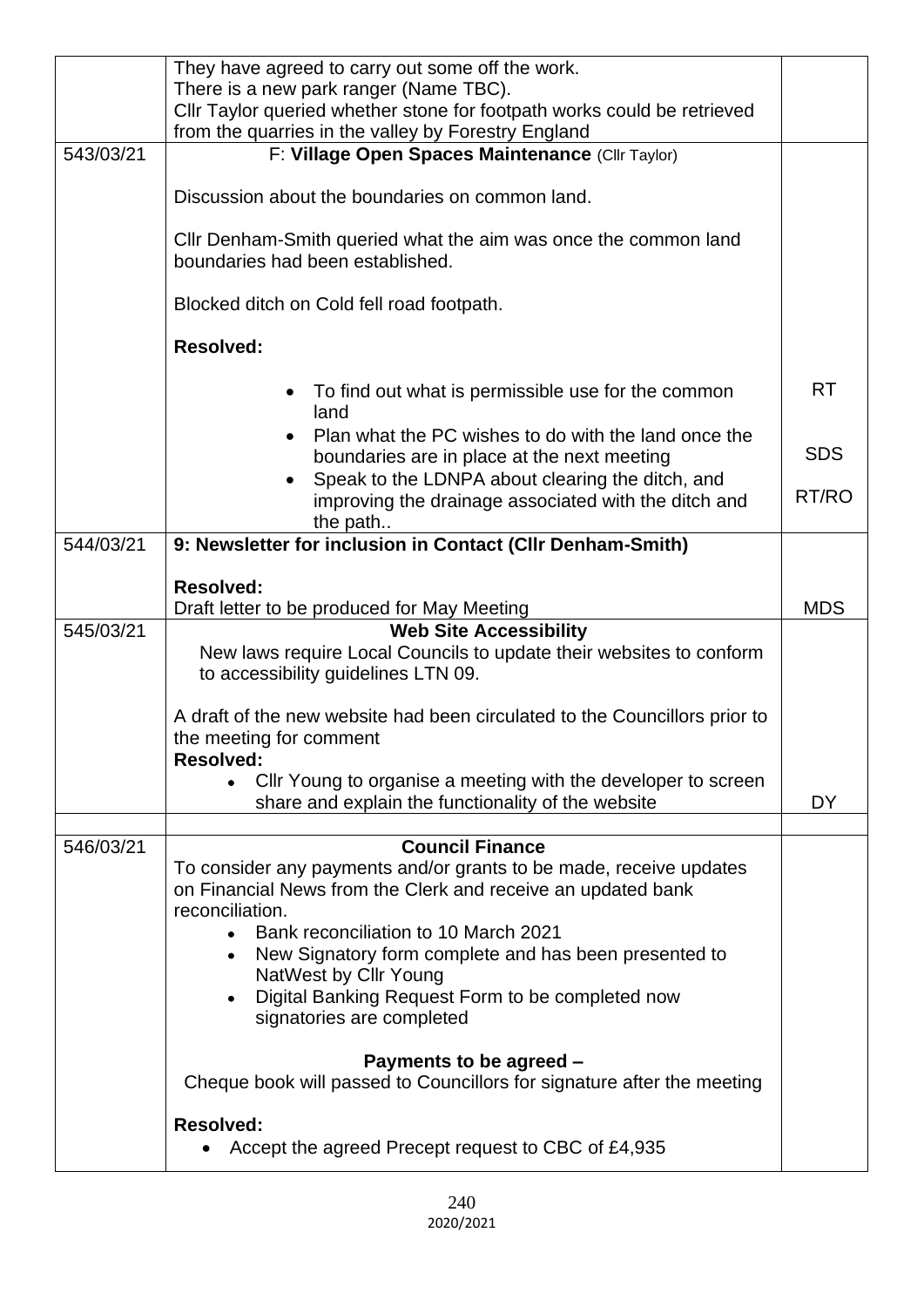| | | |
|---|---|---|
| | They have agreed to carry out some off the work.<br>There is a new park ranger (Name TBC).<br>Cllr Taylor queried whether stone for footpath works could be retrieved from the quarries in the valley by Forestry England | |
| 543/03/21 | F: **Village Open Spaces Maintenance** (Cllr Taylor)<br><br>Discussion about the boundaries on common land.<br><br>Cllr Denham-Smith queried what the aim was once the common land boundaries had been established.<br><br>Blocked ditch on Cold fell road footpath.<br><br>**Resolved:**<br>• To find out what is permissible use for the common land<br>• Plan what the PC wishes to do with the land once the boundaries are in place at the next meeting<br>• Speak to the LDNPA about clearing the ditch, and improving the drainage associated with the ditch and the path.. | RT<br><br>SDS<br><br>RT/RO |
| 544/03/21 | **9: Newsletter for inclusion in Contact (Cllr Denham-Smith)**<br><br>**Resolved:**<br>Draft letter to be produced for May Meeting | MDS |
| 545/03/21 | **Web Site Accessibility**<br>New laws require Local Councils to update their websites to conform to accessibility guidelines LTN 09.<br><br>A draft of the new website had been circulated to the Councillors prior to the meeting for comment<br>**Resolved:**<br>• Cllr Young to organise a meeting with the developer to screen share and explain the functionality of the website | DY |
| | | |
| 546/03/21 | **Council Finance**<br>To consider any payments and/or grants to be made, receive updates on Financial News from the Clerk and receive an updated bank reconciliation.<br>• Bank reconciliation to 10 March 2021<br>• New Signatory form complete and has been presented to NatWest by Cllr Young<br>• Digital Banking Request Form to be completed now signatories are completed<br><br>**Payments to be agreed –**<br>Cheque book will passed to Councillors for signature after the meeting<br><br>**Resolved:**<br>• Accept the agreed Precept request to CBC of £4,935 | |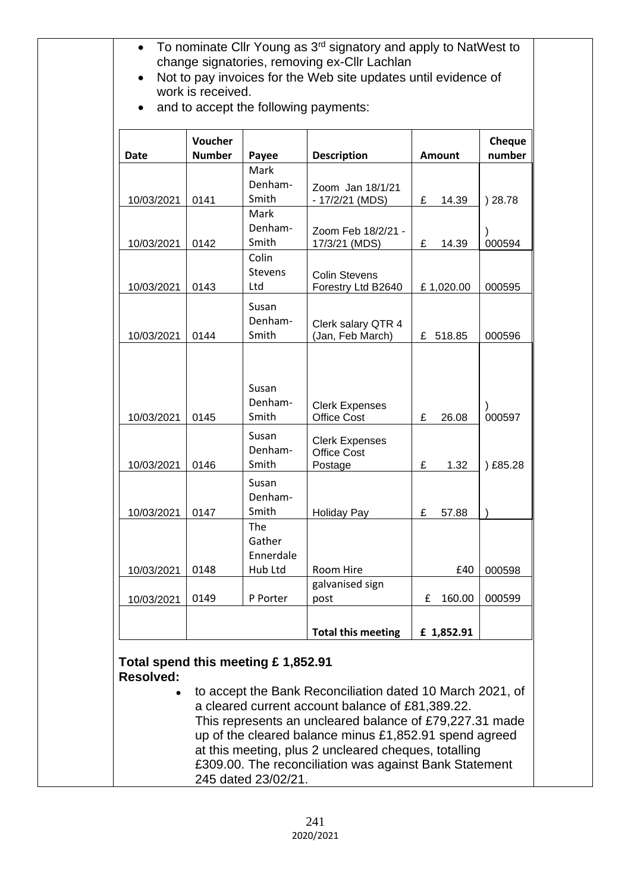- To nominate Cllr Young as 3rd signatory and apply to NatWest to change signatories, removing ex-Cllr Lachlan
- Not to pay invoices for the Web site updates until evidence of work is received.
- and to accept the following payments:

| Date | Voucher Number | Payee | Description | Amount | Cheque number |
|---|---|---|---|---|---|
| 10/03/2021 | 0141 | Mark Denham-Smith | Zoom Jan 18/1/21 - 17/2/21 (MDS) | £ 14.39 | ) 28.78 |
| 10/03/2021 | 0142 | Mark Denham-Smith | Zoom Feb 18/2/21 - 17/3/21 (MDS) | £ 14.39 | ) 000594 |
| 10/03/2021 | 0143 | Colin Stevens Ltd | Colin Stevens Forestry Ltd B2640 | £ 1,020.00 | 000595 |
| 10/03/2021 | 0144 | Susan Denham-Smith | Clerk salary QTR 4 (Jan, Feb March) | £ 518.85 | 000596 |
| 10/03/2021 | 0145 | Susan Denham-Smith | Clerk Expenses Office Cost | £ 26.08 | ) 000597 |
| 10/03/2021 | 0146 | Susan Denham-Smith | Clerk Expenses Office Cost Postage | £ 1.32 | ) £85.28 |
| 10/03/2021 | 0147 | Susan Denham-Smith | Holiday Pay | £ 57.88 | ) |
| 10/03/2021 | 0148 | The Gather Ennerdale Hub Ltd | Room Hire | £40 | 000598 |
| 10/03/2021 | 0149 | P Porter | galvanised sign post | £ 160.00 | 000599 |
| | | | **Total this meeting** | **£ 1,852.91** | |

**Total spend this meeting £ 1,852.91**

**Resolved:**

- to accept the Bank Reconciliation dated 10 March 2021, of a cleared current account balance of £81,389.22. This represents an uncleared balance of £79,227.31 made up of the cleared balance minus £1,852.91 spend agreed at this meeting, plus 2 uncleared cheques, totalling £309.00. The reconciliation was against Bank Statement 245 dated 23/02/21.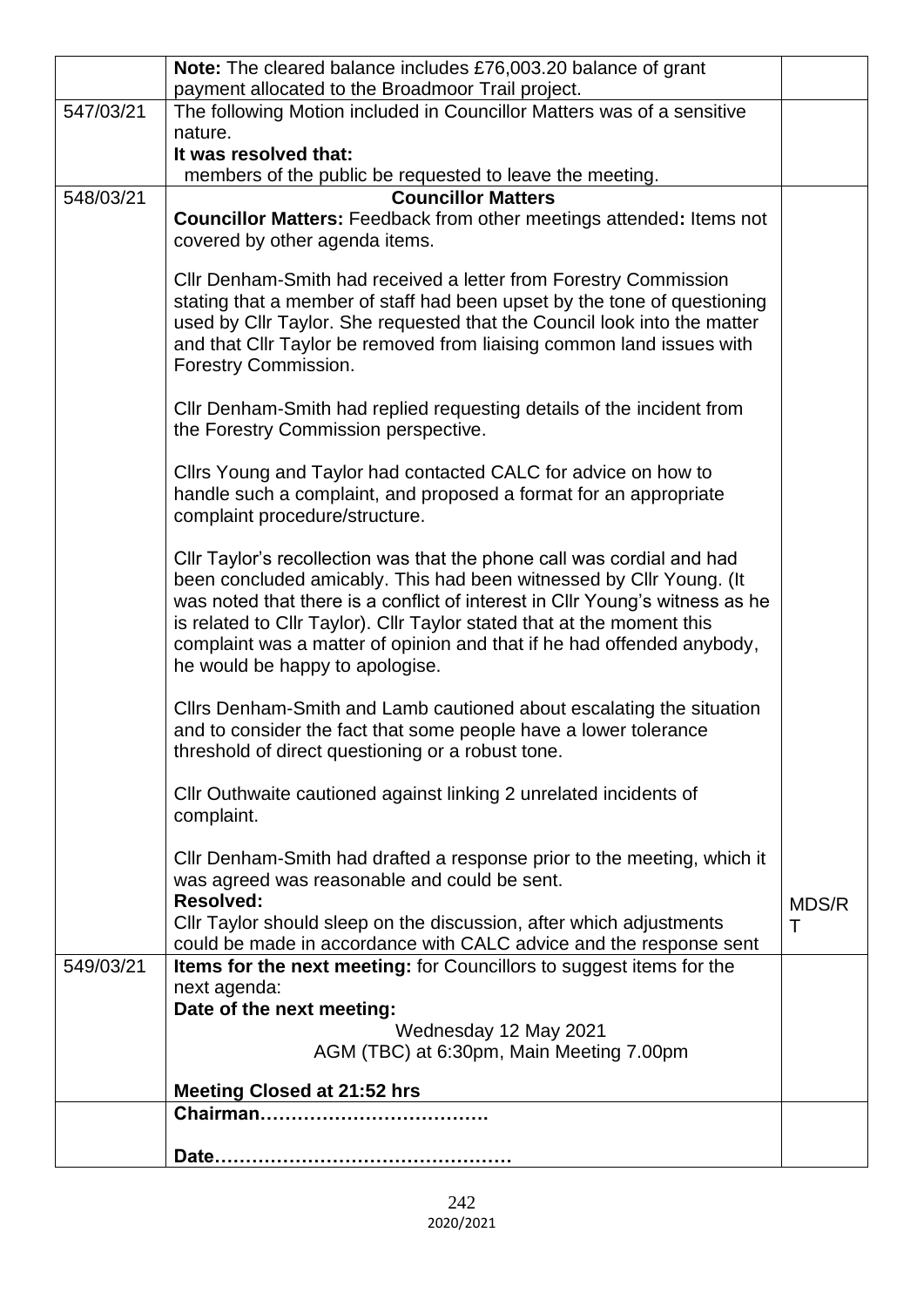| | | |
|---|---|---|
| | **Note:** The cleared balance includes £76,003.20 balance of grant payment allocated to the Broadmoor Trail project. | |
| 547/03/21 | The following Motion included in Councillor Matters was of a sensitive nature.<br>**It was resolved that:**<br>members of the public be requested to leave the meeting. | |
| 548/03/21 | **Councillor Matters**<br>**Councillor Matters:** Feedback from other meetings attended**:** Items not covered by other agenda items.<br><br>Cllr Denham-Smith had received a letter from Forestry Commission stating that a member of staff had been upset by the tone of questioning used by Cllr Taylor. She requested that the Council look into the matter and that Cllr Taylor be removed from liaising common land issues with Forestry Commission.<br><br>Cllr Denham-Smith had replied requesting details of the incident from the Forestry Commission perspective.<br><br>Cllrs Young and Taylor had contacted CALC for advice on how to handle such a complaint, and proposed a format for an appropriate complaint procedure/structure.<br><br>Cllr Taylor's recollection was that the phone call was cordial and had been concluded amicably. This had been witnessed by Cllr Young. (It was noted that there is a conflict of interest in Cllr Young's witness as he is related to Cllr Taylor). Cllr Taylor stated that at the moment this complaint was a matter of opinion and that if he had offended anybody, he would be happy to apologise.<br><br>Cllrs Denham-Smith and Lamb cautioned about escalating the situation and to consider the fact that some people have a lower tolerance threshold of direct questioning or a robust tone.<br><br>Cllr Outhwaite cautioned against linking 2 unrelated incidents of complaint.<br><br>Cllr Denham-Smith had drafted a response prior to the meeting, which it was agreed was reasonable and could be sent.<br>**Resolved:**<br>Cllr Taylor should sleep on the discussion, after which adjustments could be made in accordance with CALC advice and the response sent | MDS/RT |
| 549/03/21 | **Items for the next meeting:** for Councillors to suggest items for the next agenda:<br>**Date of the next meeting:**<br>Wednesday 12 May 2021<br>AGM (TBC) at 6:30pm, Main Meeting 7.00pm<br><br>**Meeting Closed at 21:52 hrs** | |
| | **Chairman……………………………….**<br><br>**Date…………………………………………** | |

242

2020/2021